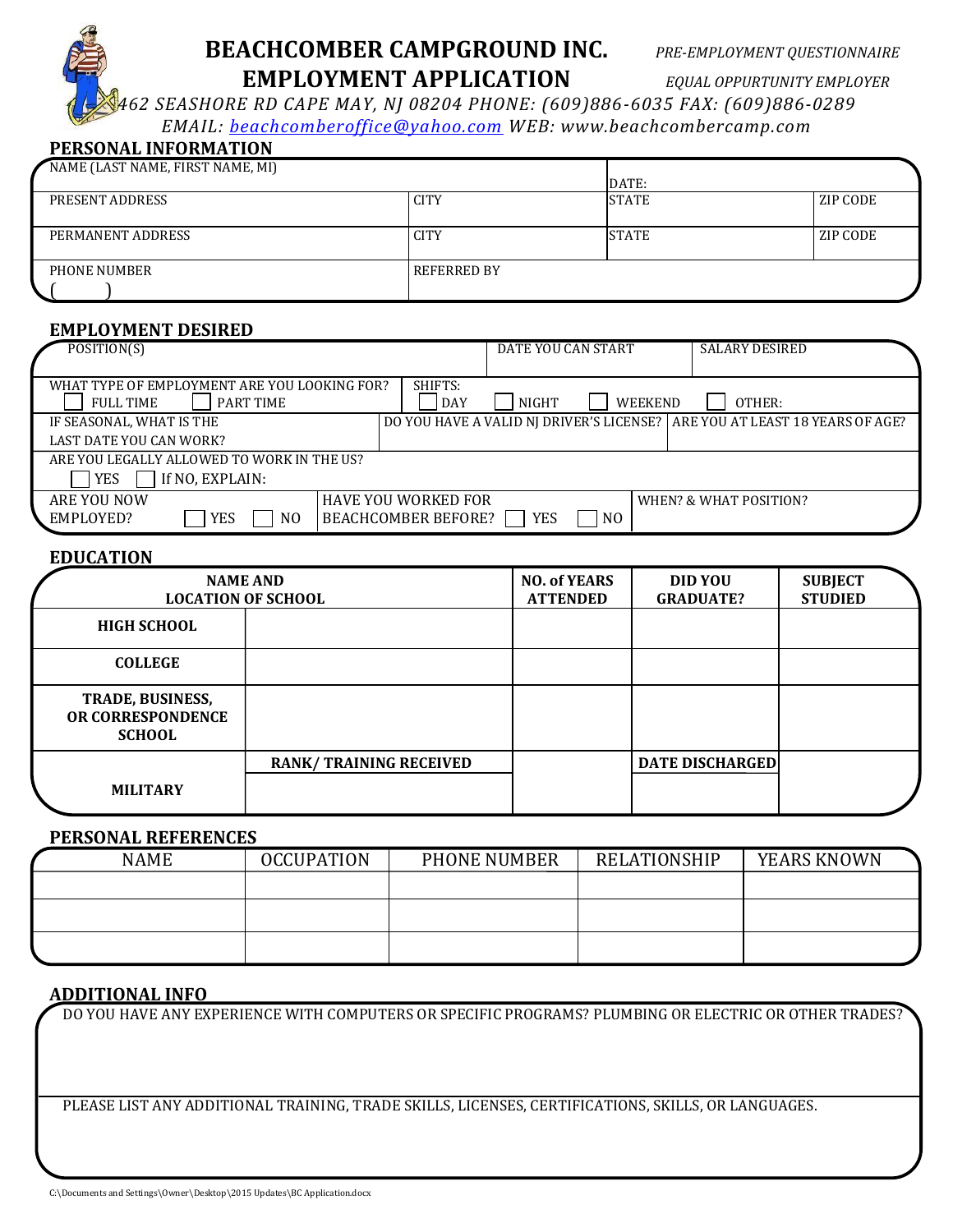# BEACHCOMBER CAMPGROUND INC.

*PRE-EMPLOYMENT QUESTIONNAIRE*

## EMPLOYMENT APPLICATION

*EQUAL OPPURTUNITY EMPLOYER*

*462 SEASHORE RD CAPE MAY, NJ 08204 PHONE: (609)886-6035 FAX: (609)886-0289*

*EMAIL: beachcomberoffice@yahoo.com WEB: www.beachcombercamp.com*

### PERSONAL INFORMATION

| NAME (LAST NAME, FIRST NAME, MI) | | DATE: | |
|---|---|---|---|
| PRESENT ADDRESS | CITY | STATE | ZIP CODE |
| PERMANENT ADDRESS | CITY | STATE | ZIP CODE |
| PHONE NUMBER ( ) | REFERRED BY | | |

### EMPLOYMENT DESIRED

| POSITION(S) | | DATE YOU CAN START | SALARY DESIRED |
|---|---|---|---|
| WHAT TYPE OF EMPLOYMENT ARE YOU LOOKING FOR? ☐ FULL TIME ☐ PART TIME | SHIFTS: ☐ DAY ☐ NIGHT ☐ WEEKEND ☐ OTHER: | | |
| IF SEASONAL, WHAT IS THE LAST DATE YOU CAN WORK? | DO YOU HAVE A VALID NJ DRIVER'S LICENSE? | | ARE YOU AT LEAST 18 YEARS OF AGE? |
| ARE YOU LEGALLY ALLOWED TO WORK IN THE US? ☐ YES ☐ If NO, EXPLAIN: | | | |
| ARE YOU NOW EMPLOYED? ☐ YES ☐ NO | HAVE YOU WORKED FOR BEACHCOMBER BEFORE? ☐ YES ☐ NO | WHEN? & WHAT POSITION? | |

### EDUCATION

| | NAME AND LOCATION OF SCHOOL | NO. of YEARS ATTENDED | DID YOU GRADUATE? | SUBJECT STUDIED |
|---|---|---|---|---|
| **HIGH SCHOOL** | | | | |
| **COLLEGE** | | | | |
| **TRADE, BUSINESS, OR CORRESPONDENCE SCHOOL** | | | | |
| **MILITARY** | **RANK/ TRAINING RECEIVED** | | **DATE DISCHARGED** | |

### PERSONAL REFERENCES

| NAME | OCCUPATION | PHONE NUMBER | RELATIONSHIP | YEARS KNOWN |
|---|---|---|---|---|
| | | | | |
| | | | | |
| | | | | |

### ADDITIONAL INFO

DO YOU HAVE ANY EXPERIENCE WITH COMPUTERS OR SPECIFIC PROGRAMS? PLUMBING OR ELECTRIC OR OTHER TRADES?

PLEASE LIST ANY ADDITIONAL TRAINING, TRADE SKILLS, LICENSES, CERTIFICATIONS, SKILLS, OR LANGUAGES.

C:\Documents and Settings\Owner\Desktop\2015 Updates\BC Application.docx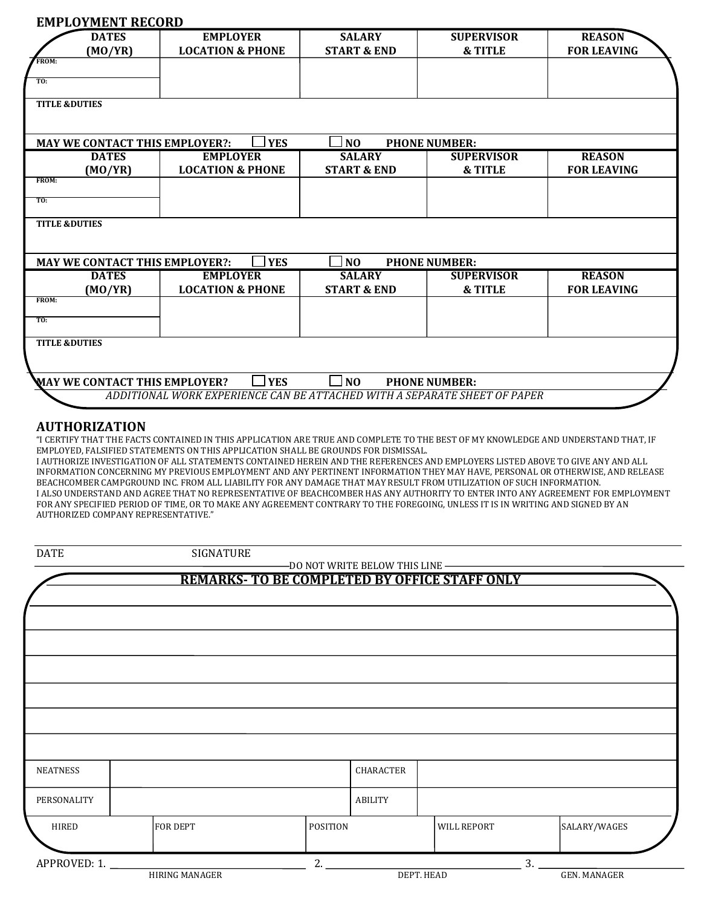## EMPLOYMENT RECORD

| DATES (MO/YR) | EMPLOYER LOCATION & PHONE | SALARY START & END | SUPERVISOR & TITLE | REASON FOR LEAVING |
|---|---|---|---|---|
| FROM: <br> TO: | | | | |

TITLE &DUTIES

MAY WE CONTACT THIS EMPLOYER?: ☐ YES ☐ NO PHONE NUMBER:

| DATES (MO/YR) | EMPLOYER LOCATION & PHONE | SALARY START & END | SUPERVISOR & TITLE | REASON FOR LEAVING |
|---|---|---|---|---|
| FROM: <br> TO: | | | | |

TITLE &DUTIES

MAY WE CONTACT THIS EMPLOYER?: ☐ YES ☐ NO PHONE NUMBER:

| DATES (MO/YR) | EMPLOYER LOCATION & PHONE | SALARY START & END | SUPERVISOR & TITLE | REASON FOR LEAVING |
|---|---|---|---|---|
| FROM: <br> TO: | | | | |

TITLE &DUTIES

MAY WE CONTACT THIS EMPLOYER? ☐ YES ☐ NO PHONE NUMBER:

*ADDITIONAL WORK EXPERIENCE CAN BE ATTACHED WITH A SEPARATE SHEET OF PAPER*

## AUTHORIZATION

"I CERTIFY THAT THE FACTS CONTAINED IN THIS APPLICATION ARE TRUE AND COMPLETE TO THE BEST OF MY KNOWLEDGE AND UNDERSTAND THAT, IF EMPLOYED, FALSIFIED STATEMENTS ON THIS APPLICATION SHALL BE GROUNDS FOR DISMISSAL.
I AUTHORIZE INVESTIGATION OF ALL STATEMENTS CONTAINED HEREIN AND THE REFERENCES AND EMPLOYERS LISTED ABOVE TO GIVE ANY AND ALL INFORMATION CONCERNING MY PREVIOUS EMPLOYMENT AND ANY PERTINENT INFORMATION THEY MAY HAVE, PERSONAL OR OTHERWISE, AND RELEASE BEACHCOMBER CAMPGROUND INC. FROM ALL LIABILITY FOR ANY DAMAGE THAT MAY RESULT FROM UTILIZATION OF SUCH INFORMATION.
I ALSO UNDERSTAND AND AGREE THAT NO REPRESENTATIVE OF BEACHCOMBER HAS ANY AUTHORITY TO ENTER INTO ANY AGREEMENT FOR EMPLOYMENT FOR ANY SPECIFIED PERIOD OF TIME, OR TO MAKE ANY AGREEMENT CONTRARY TO THE FOREGOING, UNLESS IT IS IN WRITING AND SIGNED BY AN AUTHORIZED COMPANY REPRESENTATIVE."

DATE SIGNATURE

DO NOT WRITE BELOW THIS LINE

## REMARKS- TO BE COMPLETED BY OFFICE STAFF ONLY

| | | | |
|---|---|---|---|
| NEATNESS | | CHARACTER | |
| PERSONALITY | | ABILITY | |

| HIRED | FOR DEPT | POSITION | WILL REPORT | SALARY/WAGES |
|---|---|---|---|---|
| | | | | |

APPROVED: 1. ______________ 2. ______________ 3. ______________

HIRING MANAGER DEPT. HEAD GEN. MANAGER